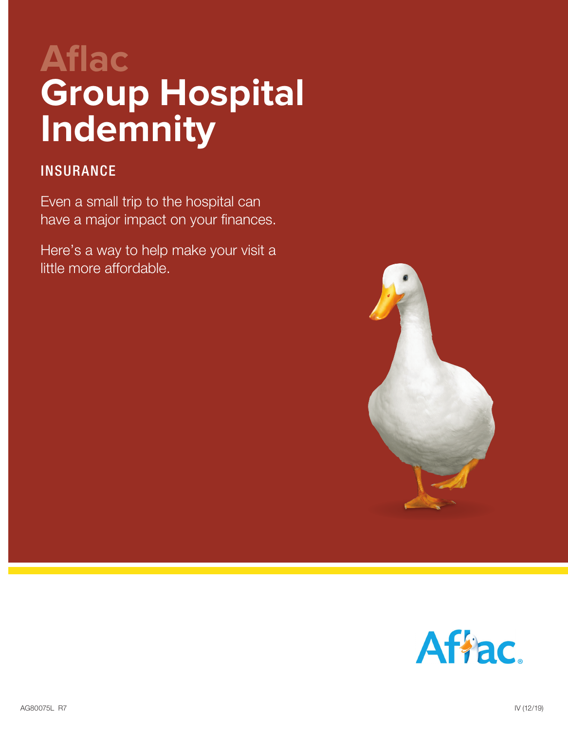# Aflac
# Group Hospital Indemnity

## INSURANCE

Even a small trip to the hospital can have a major impact on your finances.

Here's a way to help make your visit a little more affordable.

AG80075L R7

IV (12/19)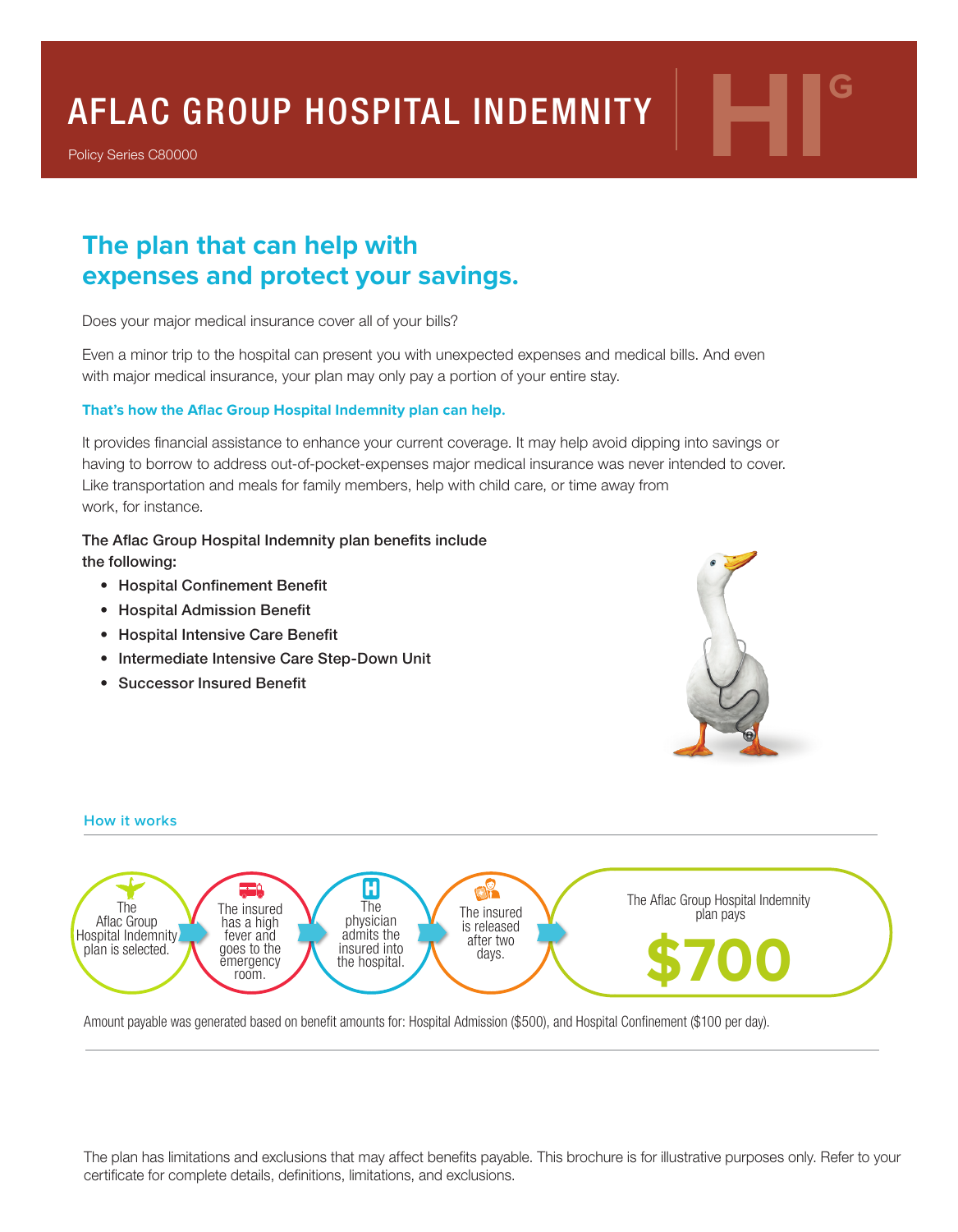# AFLAC GROUP HOSPITAL INDEMNITY

Policy Series C80000

## The plan that can help with expenses and protect your savings.

Does your major medical insurance cover all of your bills?

Even a minor trip to the hospital can present you with unexpected expenses and medical bills. And even with major medical insurance, your plan may only pay a portion of your entire stay.

**That's how the Aflac Group Hospital Indemnity plan can help.**

It provides financial assistance to enhance your current coverage. It may help avoid dipping into savings or having to borrow to address out-of-pocket-expenses major medical insurance was never intended to cover. Like transportation and meals for family members, help with child care, or time away from work, for instance.

The Aflac Group Hospital Indemnity plan benefits include the following:

- Hospital Confinement Benefit
- Hospital Admission Benefit
- Hospital Intensive Care Benefit
- Intermediate Intensive Care Step-Down Unit
- Successor Insured Benefit

### How it works

The Aflac Group Hospital Indemnity plan is selected.

The insured has a high fever and goes to the emergency room.

The physician admits the insured into the hospital.

The insured is released after two days.

The Aflac Group Hospital Indemnity plan pays

**$700**

Amount payable was generated based on benefit amounts for: Hospital Admission ($500), and Hospital Confinement ($100 per day).

The plan has limitations and exclusions that may affect benefits payable. This brochure is for illustrative purposes only. Refer to your certificate for complete details, definitions, limitations, and exclusions.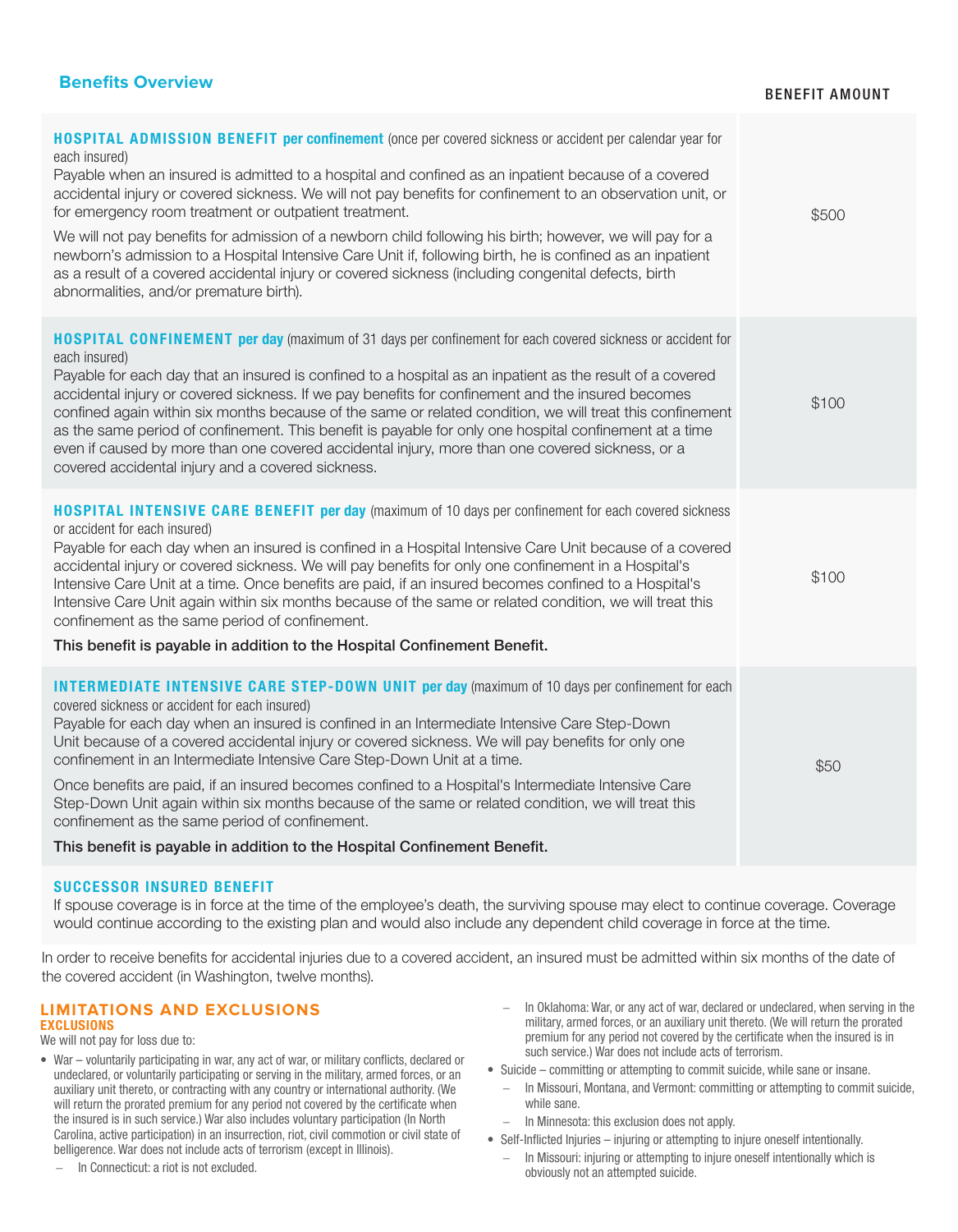## Benefits Overview

| | BENEFIT AMOUNT |
|---|---|
| **HOSPITAL ADMISSION BENEFIT per confinement** (once per covered sickness or accident per calendar year for each insured)<br>Payable when an insured is admitted to a hospital and confined as an inpatient because of a covered accidental injury or covered sickness. We will not pay benefits for confinement to an observation unit, or for emergency room treatment or outpatient treatment.<br><br>We will not pay benefits for admission of a newborn child following his birth; however, we will pay for a newborn's admission to a Hospital Intensive Care Unit if, following birth, he is confined as an inpatient as a result of a covered accidental injury or covered sickness (including congenital defects, birth abnormalities, and/or premature birth). | $500 |
| **HOSPITAL CONFINEMENT per day** (maximum of 31 days per confinement for each covered sickness or accident for each insured)<br>Payable for each day that an insured is confined to a hospital as an inpatient as the result of a covered accidental injury or covered sickness. If we pay benefits for confinement and the insured becomes confined again within six months because of the same or related condition, we will treat this confinement as the same period of confinement. This benefit is payable for only one hospital confinement at a time even if caused by more than one covered accidental injury, more than one covered sickness, or a covered accidental injury and a covered sickness. | $100 |
| **HOSPITAL INTENSIVE CARE BENEFIT per day** (maximum of 10 days per confinement for each covered sickness or accident for each insured)<br>Payable for each day when an insured is confined in a Hospital Intensive Care Unit because of a covered accidental injury or covered sickness. We will pay benefits for only one confinement in a Hospital's Intensive Care Unit at a time. Once benefits are paid, if an insured becomes confined to a Hospital's Intensive Care Unit again within six months because of the same or related condition, we will treat this confinement as the same period of confinement.<br><br>**This benefit is payable in addition to the Hospital Confinement Benefit.** | $100 |
| **INTERMEDIATE INTENSIVE CARE STEP-DOWN UNIT per day** (maximum of 10 days per confinement for each covered sickness or accident for each insured)<br>Payable for each day when an insured is confined in an Intermediate Intensive Care Step-Down Unit because of a covered accidental injury or covered sickness. We will pay benefits for only one confinement in an Intermediate Intensive Care Step-Down Unit at a time.<br><br>Once benefits are paid, if an insured becomes confined to a Hospital's Intermediate Intensive Care Step-Down Unit again within six months because of the same or related condition, we will treat this confinement as the same period of confinement.<br><br>**This benefit is payable in addition to the Hospital Confinement Benefit.** | $50 |

**SUCCESSOR INSURED BENEFIT**
If spouse coverage is in force at the time of the employee's death, the surviving spouse may elect to continue coverage. Coverage would continue according to the existing plan and would also include any dependent child coverage in force at the time.

In order to receive benefits for accidental injuries due to a covered accident, an insured must be admitted within six months of the date of the covered accident (in Washington, twelve months).

## LIMITATIONS AND EXCLUSIONS

### EXCLUSIONS

We will not pay for loss due to:

- War – voluntarily participating in war, any act of war, or military conflicts, declared or undeclared, or voluntarily participating or serving in the military, armed forces, or an auxiliary unit thereto, or contracting with any country or international authority. (We will return the prorated premium for any period not covered by the certificate when the insured is in such service.) War also includes voluntary participation (In North Carolina, active participation) in an insurrection, riot, civil commotion or civil state of belligerence. War does not include acts of terrorism (except in Illinois).
  - In Connecticut: a riot is not excluded.
  - In Oklahoma: War, or any act of war, declared or undeclared, when serving in the military, armed forces, or an auxiliary unit thereto. (We will return the prorated premium for any period not covered by the certificate when the insured is in such service.) War does not include acts of terrorism.
- Suicide – committing or attempting to commit suicide, while sane or insane.
  - In Missouri, Montana, and Vermont: committing or attempting to commit suicide, while sane.
  - In Minnesota: this exclusion does not apply.
- Self-Inflicted Injuries – injuring or attempting to injure oneself intentionally.
  - In Missouri: injuring or attempting to injure oneself intentionally which is obviously not an attempted suicide.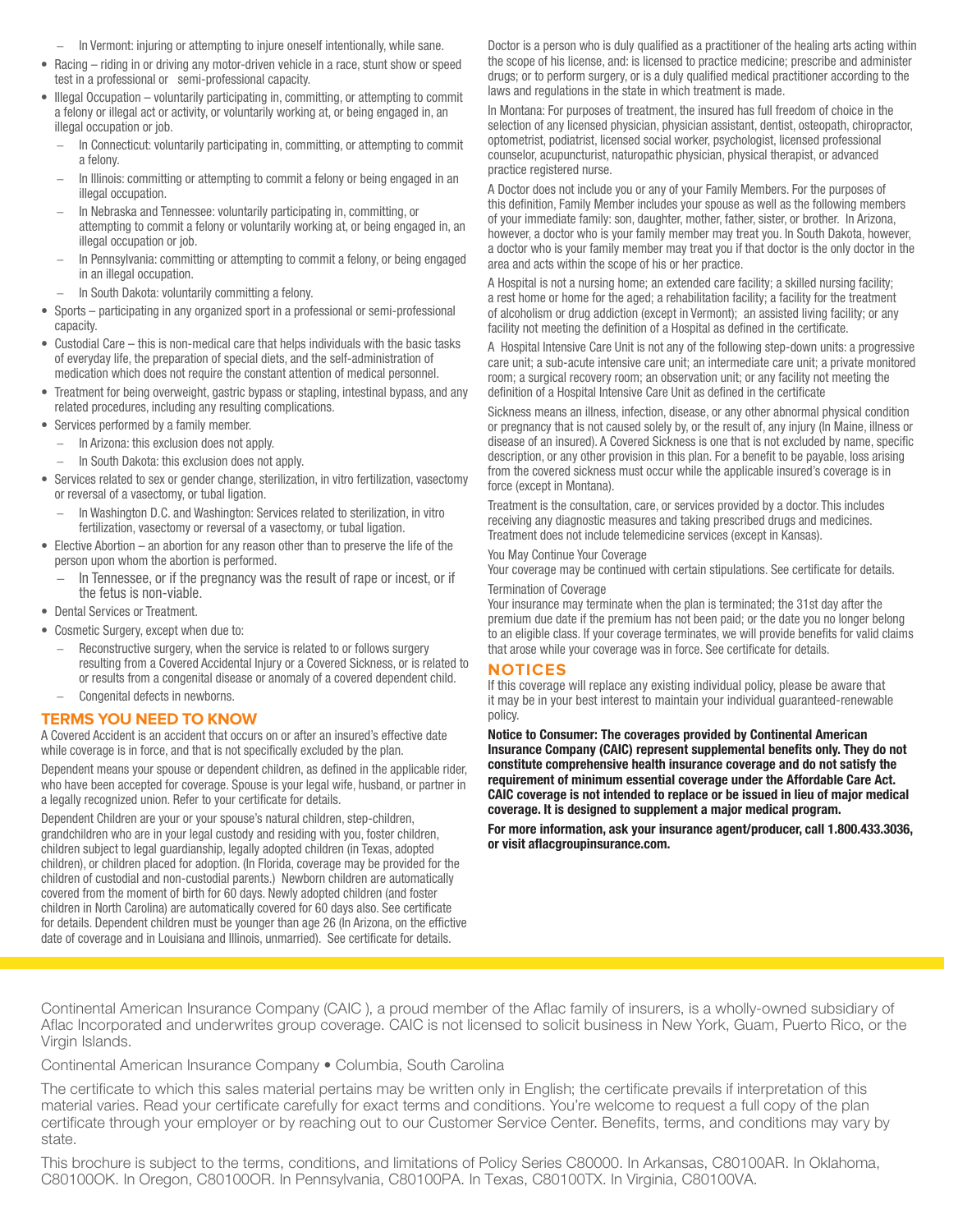- In Vermont: injuring or attempting to injure oneself intentionally, while sane.

- Racing – riding in or driving any motor-driven vehicle in a race, stunt show or speed test in a professional or semi-professional capacity.
- Illegal Occupation – voluntarily participating in, committing, or attempting to commit a felony or illegal act or activity, or voluntarily working at, or being engaged in, an illegal occupation or job.
  - In Connecticut: voluntarily participating in, committing, or attempting to commit a felony.
  - In Illinois: committing or attempting to commit a felony or being engaged in an illegal occupation.
  - In Nebraska and Tennessee: voluntarily participating in, committing, or attempting to commit a felony or voluntarily working at, or being engaged in, an illegal occupation or job.
  - In Pennsylvania: committing or attempting to commit a felony, or being engaged in an illegal occupation.
  - In South Dakota: voluntarily committing a felony.
- Sports – participating in any organized sport in a professional or semi-professional capacity.
- Custodial Care – this is non-medical care that helps individuals with the basic tasks of everyday life, the preparation of special diets, and the self-administration of medication which does not require the constant attention of medical personnel.
- Treatment for being overweight, gastric bypass or stapling, intestinal bypass, and any related procedures, including any resulting complications.
- Services performed by a family member.
  - In Arizona: this exclusion does not apply.
  - In South Dakota: this exclusion does not apply.
- Services related to sex or gender change, sterilization, in vitro fertilization, vasectomy or reversal of a vasectomy, or tubal ligation.
  - In Washington D.C. and Washington: Services related to sterilization, in vitro fertilization, vasectomy or reversal of a vasectomy, or tubal ligation.
- Elective Abortion – an abortion for any reason other than to preserve the life of the person upon whom the abortion is performed.
  - In Tennessee, or if the pregnancy was the result of rape or incest, or if the fetus is non-viable.
- Dental Services or Treatment.
- Cosmetic Surgery, except when due to:
  - Reconstructive surgery, when the service is related to or follows surgery resulting from a Covered Accidental Injury or a Covered Sickness, or is related to or results from a congenital disease or anomaly of a covered dependent child.
  - Congenital defects in newborns.

## TERMS YOU NEED TO KNOW

A Covered Accident is an accident that occurs on or after an insured's effective date while coverage is in force, and that is not specifically excluded by the plan.

Dependent means your spouse or dependent children, as defined in the applicable rider, who have been accepted for coverage. Spouse is your legal wife, husband, or partner in a legally recognized union. Refer to your certificate for details.

Dependent Children are your or your spouse's natural children, step-children, grandchildren who are in your legal custody and residing with you, foster children, children subject to legal guardianship, legally adopted children (in Texas, adopted children), or children placed for adoption. (In Florida, coverage may be provided for the children of custodial and non-custodial parents.) Newborn children are automatically covered from the moment of birth for 60 days. Newly adopted children (and foster children in North Carolina) are automatically covered for 60 days also. See certificate for details. Dependent children must be younger than age 26 (In Arizona, on the effictive date of coverage and in Louisiana and Illinois, unmarried). See certificate for details.

Doctor is a person who is duly qualified as a practitioner of the healing arts acting within the scope of his license, and: is licensed to practice medicine; prescribe and administer drugs; or to perform surgery, or is a duly qualified medical practitioner according to the laws and regulations in the state in which treatment is made.

In Montana: For purposes of treatment, the insured has full freedom of choice in the selection of any licensed physician, physician assistant, dentist, osteopath, chiropractor, optometrist, podiatrist, licensed social worker, psychologist, licensed professional counselor, acupuncturist, naturopathic physician, physical therapist, or advanced practice registered nurse.

A Doctor does not include you or any of your Family Members. For the purposes of this definition, Family Member includes your spouse as well as the following members of your immediate family: son, daughter, mother, father, sister, or brother. In Arizona, however, a doctor who is your family member may treat you. In South Dakota, however, a doctor who is your family member may treat you if that doctor is the only doctor in the area and acts within the scope of his or her practice.

A Hospital is not a nursing home; an extended care facility; a skilled nursing facility; a rest home or home for the aged; a rehabilitation facility; a facility for the treatment of alcoholism or drug addiction (except in Vermont); an assisted living facility; or any facility not meeting the definition of a Hospital as defined in the certificate.

A Hospital Intensive Care Unit is not any of the following step-down units: a progressive care unit; a sub-acute intensive care unit; an intermediate care unit; a private monitored room; a surgical recovery room; an observation unit; or any facility not meeting the definition of a Hospital Intensive Care Unit as defined in the certificate

Sickness means an illness, infection, disease, or any other abnormal physical condition or pregnancy that is not caused solely by, or the result of, any injury (In Maine, illness or disease of an insured). A Covered Sickness is one that is not excluded by name, specific description, or any other provision in this plan. For a benefit to be payable, loss arising from the covered sickness must occur while the applicable insured's coverage is in force (except in Montana).

Treatment is the consultation, care, or services provided by a doctor. This includes receiving any diagnostic measures and taking prescribed drugs and medicines. Treatment does not include telemedicine services (except in Kansas).

You May Continue Your Coverage

Your coverage may be continued with certain stipulations. See certificate for details.

Termination of Coverage

Your insurance may terminate when the plan is terminated; the 31st day after the premium due date if the premium has not been paid; or the date you no longer belong to an eligible class. If your coverage terminates, we will provide benefits for valid claims that arose while your coverage was in force. See certificate for details.

## NOTICES

If this coverage will replace any existing individual policy, please be aware that it may be in your best interest to maintain your individual guaranteed-renewable policy.

**Notice to Consumer: The coverages provided by Continental American Insurance Company (CAIC) represent supplemental benefits only. They do not constitute comprehensive health insurance coverage and do not satisfy the requirement of minimum essential coverage under the Affordable Care Act. CAIC coverage is not intended to replace or be issued in lieu of major medical coverage. It is designed to supplement a major medical program.**

**For more information, ask your insurance agent/producer, call 1.800.433.3036, or visit aflacgroupinsurance.com.**

Continental American Insurance Company (CAIC ), a proud member of the Aflac family of insurers, is a wholly-owned subsidiary of Aflac Incorporated and underwrites group coverage. CAIC is not licensed to solicit business in New York, Guam, Puerto Rico, or the Virgin Islands.

Continental American Insurance Company • Columbia, South Carolina

The certificate to which this sales material pertains may be written only in English; the certificate prevails if interpretation of this material varies. Read your certificate carefully for exact terms and conditions. You're welcome to request a full copy of the plan certificate through your employer or by reaching out to our Customer Service Center. Benefits, terms, and conditions may vary by state.

This brochure is subject to the terms, conditions, and limitations of Policy Series C80000. In Arkansas, C80100AR. In Oklahoma, C80100OK. In Oregon, C80100OR. In Pennsylvania, C80100PA. In Texas, C80100TX. In Virginia, C80100VA.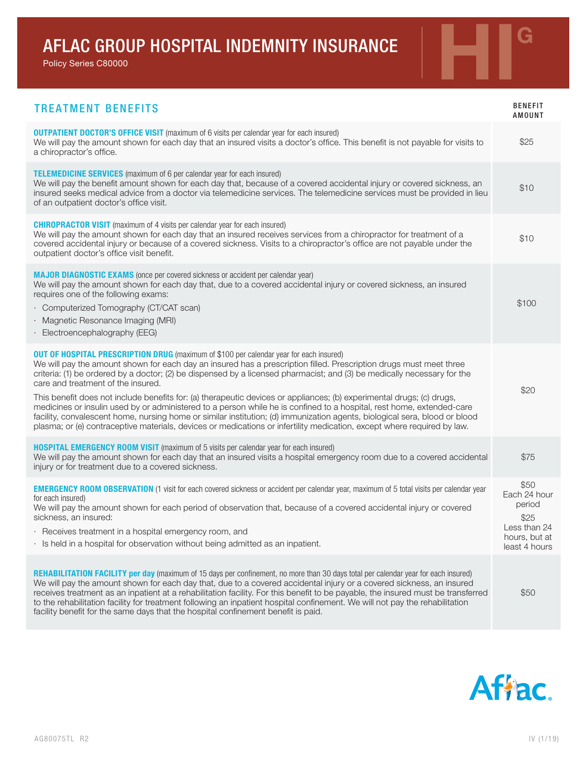# AFLAC GROUP HOSPITAL INDEMNITY INSURANCE

Policy Series C80000

## TREATMENT BENEFITS

| | BENEFIT AMOUNT |
|---|---|
| **OUTPATIENT DOCTOR'S OFFICE VISIT** (maximum of 6 visits per calendar year for each insured)<br>We will pay the amount shown for each day that an insured visits a doctor's office. This benefit is not payable for visits to a chiropractor's office. | $25 |
| **TELEMEDICINE SERVICES** (maximum of 6 per calendar year for each insured)<br>We will pay the benefit amount shown for each day that, because of a covered accidental injury or covered sickness, an insured seeks medical advice from a doctor via telemedicine services. The telemedicine services must be provided in lieu of an outpatient doctor's office visit. | $10 |
| **CHIROPRACTOR VISIT** (maximum of 4 visits per calendar year for each insured)<br>We will pay the amount shown for each day that an insured receives services from a chiropractor for treatment of a covered accidental injury or because of a covered sickness. Visits to a chiropractor's office are not payable under the outpatient doctor's office visit benefit. | $10 |
| **MAJOR DIAGNOSTIC EXAMS** (once per covered sickness or accident per calendar year)<br>We will pay the amount shown for each day that, due to a covered accidental injury or covered sickness, an insured requires one of the following exams:<br>· Computerized Tomography (CT/CAT scan)<br>· Magnetic Resonance Imaging (MRI)<br>· Electroencephalography (EEG) | $100 |
| **OUT OF HOSPITAL PRESCRIPTION DRUG** (maximum of $100 per calendar year for each insured)<br>We will pay the amount shown for each day an insured has a prescription filled. Prescription drugs must meet three criteria: (1) be ordered by a doctor; (2) be dispensed by a licensed pharmacist; and (3) be medically necessary for the care and treatment of the insured.<br>This benefit does not include benefits for: (a) therapeutic devices or appliances; (b) experimental drugs; (c) drugs, medicines or insulin used by or administered to a person while he is confined to a hospital, rest home, extended-care facility, convalescent home, nursing home or similar institution; (d) immunization agents, biological sera, blood or blood plasma; or (e) contraceptive materials, devices or medications or infertility medication, except where required by law. | $20 |
| **HOSPITAL EMERGENCY ROOM VISIT** (maximum of 5 visits per calendar year for each insured)<br>We will pay the amount shown for each day that an insured visits a hospital emergency room due to a covered accidental injury or for treatment due to a covered sickness. | $75 |
| **EMERGENCY ROOM OBSERVATION** (1 visit for each covered sickness or accident per calendar year, maximum of 5 total visits per calendar year for each insured)<br>We will pay the amount shown for each period of observation that, because of a covered accidental injury or covered sickness, an insured:<br>· Receives treatment in a hospital emergency room, and<br>· Is held in a hospital for observation without being admitted as an inpatient. | $50 Each 24 hour period<br>$25 Less than 24 hours, but at least 4 hours |
| **REHABILITATION FACILITY per day** (maximum of 15 days per confinement, no more than 30 days total per calendar year for each insured)<br>We will pay the amount shown for each day that, due to a covered accidental injury or a covered sickness, an insured receives treatment as an inpatient at a rehabilitation facility. For this benefit to be payable, the insured must be transferred to the rehabilitation facility for treatment following an inpatient hospital confinement. We will not pay the rehabilitation facility benefit for the same days that the hospital confinement benefit is paid. | $50 |

AG80075TL R2

IV (1/19)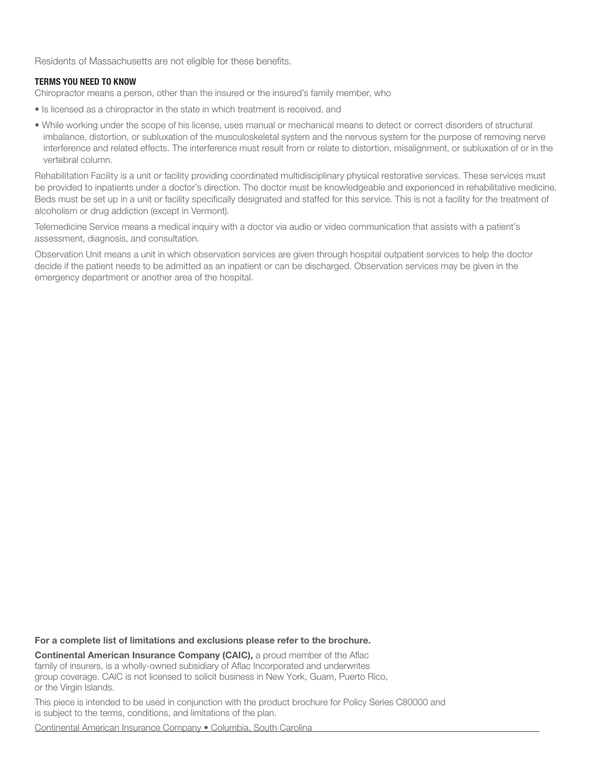Residents of Massachusetts are not eligible for these benefits.

### TERMS YOU NEED TO KNOW

Chiropractor means a person, other than the insured or the insured's family member, who

- Is licensed as a chiropractor in the state in which treatment is received, and
- While working under the scope of his license, uses manual or mechanical means to detect or correct disorders of structural imbalance, distortion, or subluxation of the musculoskeletal system and the nervous system for the purpose of removing nerve interference and related effects. The interference must result from or relate to distortion, misalignment, or subluxation of or in the vertebral column.

Rehabilitation Facility is a unit or facility providing coordinated multidisciplinary physical restorative services. These services must be provided to inpatients under a doctor's direction. The doctor must be knowledgeable and experienced in rehabilitative medicine. Beds must be set up in a unit or facility specifically designated and staffed for this service. This is not a facility for the treatment of alcoholism or drug addiction (except in Vermont).

Telemedicine Service means a medical inquiry with a doctor via audio or video communication that assists with a patient's assessment, diagnosis, and consultation.

Observation Unit means a unit in which observation services are given through hospital outpatient services to help the doctor decide if the patient needs to be admitted as an inpatient or can be discharged. Observation services may be given in the emergency department or another area of the hospital.

**For a complete list of limitations and exclusions please refer to the brochure.**

**Continental American Insurance Company (CAIC),** a proud member of the Aflac family of insurers, is a wholly-owned subsidiary of Aflac Incorporated and underwrites group coverage. CAIC is not licensed to solicit business in New York, Guam, Puerto Rico, or the Virgin Islands.

This piece is intended to be used in conjunction with the product brochure for Policy Series C80000 and is subject to the terms, conditions, and limitations of the plan.

Continental American Insurance Company • Columbia, South Carolina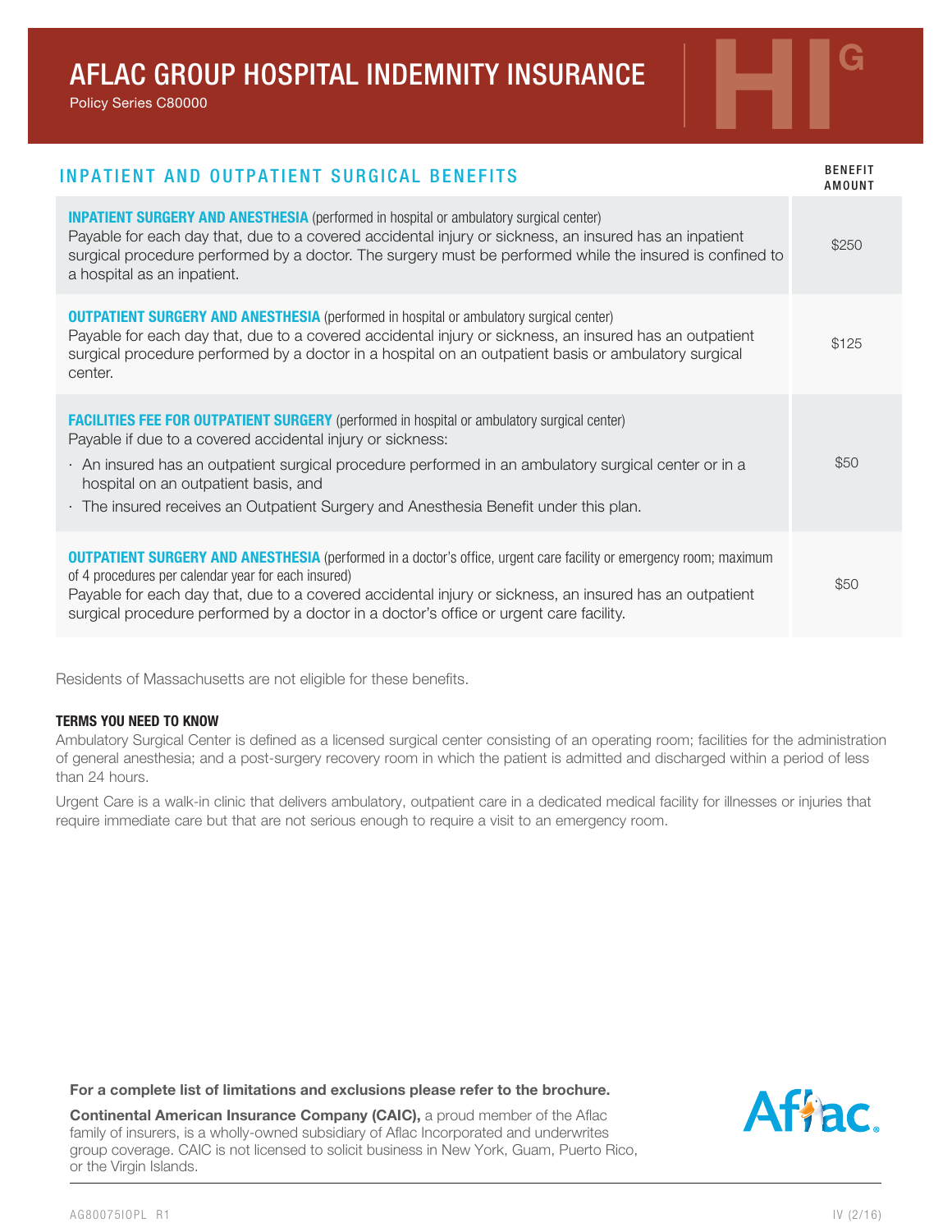# AFLAC GROUP HOSPITAL INDEMNITY INSURANCE

Policy Series C80000

## INPATIENT AND OUTPATIENT SURGICAL BENEFITS

| | BENEFIT AMOUNT |
|---|---|
| **INPATIENT SURGERY AND ANESTHESIA** (performed in hospital or ambulatory surgical center) Payable for each day that, due to a covered accidental injury or sickness, an insured has an inpatient surgical procedure performed by a doctor. The surgery must be performed while the insured is confined to a hospital as an inpatient. | $250 |
| **OUTPATIENT SURGERY AND ANESTHESIA** (performed in hospital or ambulatory surgical center) Payable for each day that, due to a covered accidental injury or sickness, an insured has an outpatient surgical procedure performed by a doctor in a hospital on an outpatient basis or ambulatory surgical center. | $125 |
| **FACILITIES FEE FOR OUTPATIENT SURGERY** (performed in hospital or ambulatory surgical center) Payable if due to a covered accidental injury or sickness: · An insured has an outpatient surgical procedure performed in an ambulatory surgical center or in a hospital on an outpatient basis, and · The insured receives an Outpatient Surgery and Anesthesia Benefit under this plan. | $50 |
| **OUTPATIENT SURGERY AND ANESTHESIA** (performed in a doctor's office, urgent care facility or emergency room; maximum of 4 procedures per calendar year for each insured) Payable for each day that, due to a covered accidental injury or sickness, an insured has an outpatient surgical procedure performed by a doctor in a doctor's office or urgent care facility. | $50 |

Residents of Massachusetts are not eligible for these benefits.

**TERMS YOU NEED TO KNOW**

Ambulatory Surgical Center is defined as a licensed surgical center consisting of an operating room; facilities for the administration of general anesthesia; and a post-surgery recovery room in which the patient is admitted and discharged within a period of less than 24 hours.

Urgent Care is a walk-in clinic that delivers ambulatory, outpatient care in a dedicated medical facility for illnesses or injuries that require immediate care but that are not serious enough to require a visit to an emergency room.

**For a complete list of limitations and exclusions please refer to the brochure.**

**Continental American Insurance Company (CAIC),** a proud member of the Aflac family of insurers, is a wholly-owned subsidiary of Aflac Incorporated and underwrites group coverage. CAIC is not licensed to solicit business in New York, Guam, Puerto Rico, or the Virgin Islands.

AG80075IOPL R1 IV (2/16)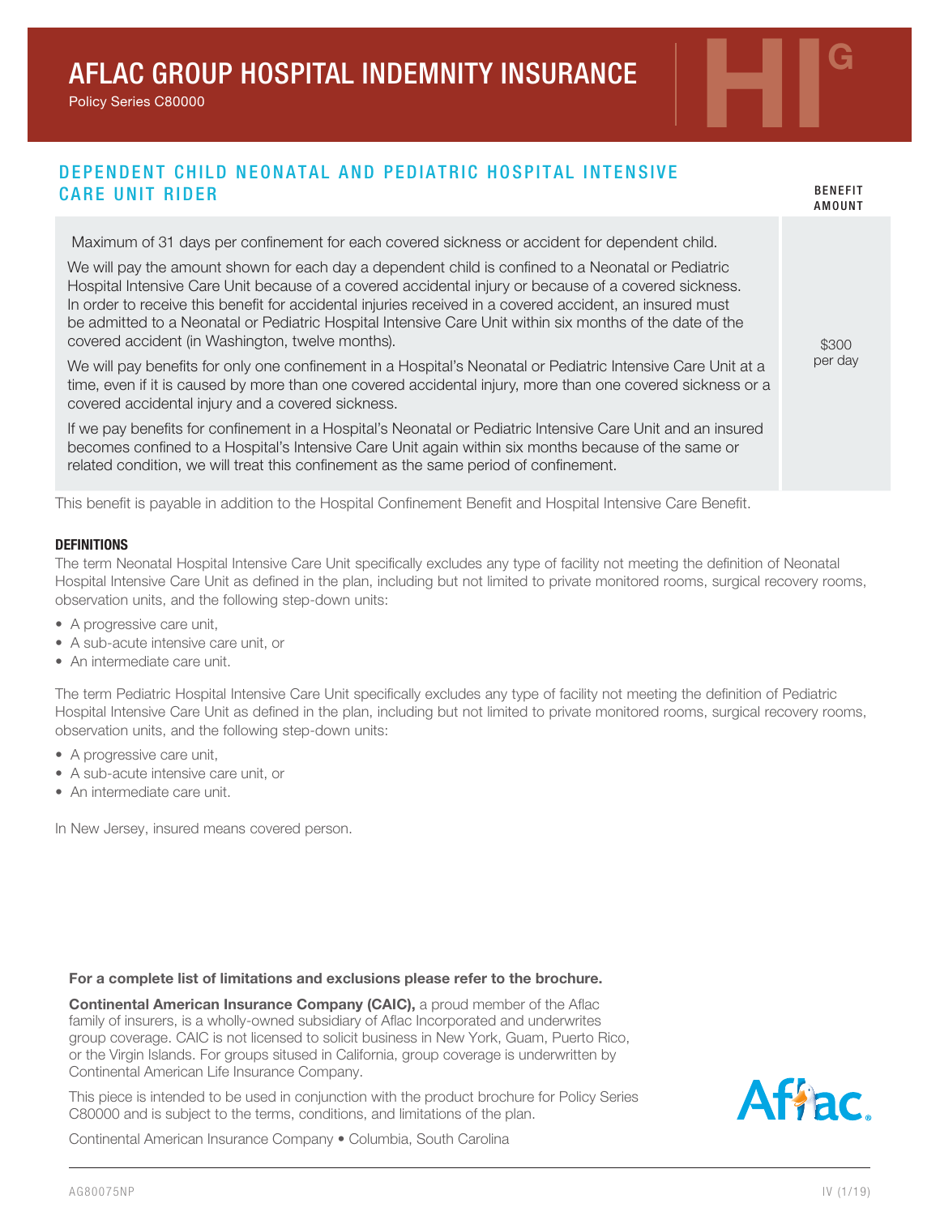# AFLAC GROUP HOSPITAL INDEMNITY INSURANCE

Policy Series C80000

## DEPENDENT CHILD NEONATAL AND PEDIATRIC HOSPITAL INTENSIVE CARE UNIT RIDER

| | BENEFIT AMOUNT |
|---|---|
| Maximum of 31 days per confinement for each covered sickness or accident for dependent child.<br><br>We will pay the amount shown for each day a dependent child is confined to a Neonatal or Pediatric Hospital Intensive Care Unit because of a covered accidental injury or because of a covered sickness. In order to receive this benefit for accidental injuries received in a covered accident, an insured must be admitted to a Neonatal or Pediatric Hospital Intensive Care Unit within six months of the date of the covered accident (in Washington, twelve months).<br><br>We will pay benefits for only one confinement in a Hospital's Neonatal or Pediatric Intensive Care Unit at a time, even if it is caused by more than one covered accidental injury, more than one covered sickness or a covered accidental injury and a covered sickness.<br><br>If we pay benefits for confinement in a Hospital's Neonatal or Pediatric Intensive Care Unit and an insured becomes confined to a Hospital's Intensive Care Unit again within six months because of the same or related condition, we will treat this confinement as the same period of confinement. | $300 per day |

This benefit is payable in addition to the Hospital Confinement Benefit and Hospital Intensive Care Benefit.

### DEFINITIONS

The term Neonatal Hospital Intensive Care Unit specifically excludes any type of facility not meeting the definition of Neonatal Hospital Intensive Care Unit as defined in the plan, including but not limited to private monitored rooms, surgical recovery rooms, observation units, and the following step-down units:

- A progressive care unit,
- A sub-acute intensive care unit, or
- An intermediate care unit.

The term Pediatric Hospital Intensive Care Unit specifically excludes any type of facility not meeting the definition of Pediatric Hospital Intensive Care Unit as defined in the plan, including but not limited to private monitored rooms, surgical recovery rooms, observation units, and the following step-down units:

- A progressive care unit,
- A sub-acute intensive care unit, or
- An intermediate care unit.

In New Jersey, insured means covered person.

**For a complete list of limitations and exclusions please refer to the brochure.**

**Continental American Insurance Company (CAIC),** a proud member of the Aflac family of insurers, is a wholly-owned subsidiary of Aflac Incorporated and underwrites group coverage. CAIC is not licensed to solicit business in New York, Guam, Puerto Rico, or the Virgin Islands. For groups sitused in California, group coverage is underwritten by Continental American Life Insurance Company.

This piece is intended to be used in conjunction with the product brochure for Policy Series C80000 and is subject to the terms, conditions, and limitations of the plan.

Continental American Insurance Company • Columbia, South Carolina

AG80075NP IV (1/19)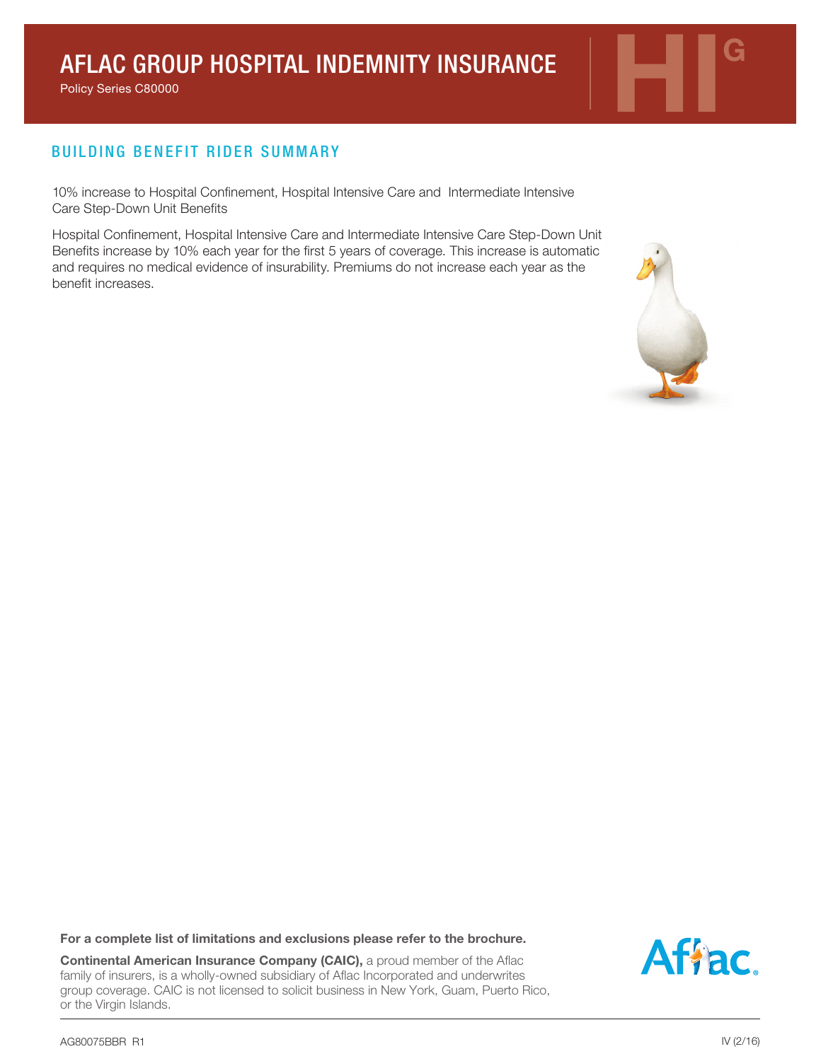# AFLAC GROUP HOSPITAL INDEMNITY INSURANCE

Policy Series C80000

## BUILDING BENEFIT RIDER SUMMARY

10% increase to Hospital Confinement, Hospital Intensive Care and Intermediate Intensive Care Step-Down Unit Benefits

Hospital Confinement, Hospital Intensive Care and Intermediate Intensive Care Step-Down Unit Benefits increase by 10% each year for the first 5 years of coverage. This increase is automatic and requires no medical evidence of insurability. Premiums do not increase each year as the benefit increases.

**For a complete list of limitations and exclusions please refer to the brochure.**

**Continental American Insurance Company (CAIC),** a proud member of the Aflac family of insurers, is a wholly-owned subsidiary of Aflac Incorporated and underwrites group coverage. CAIC is not licensed to solicit business in New York, Guam, Puerto Rico, or the Virgin Islands.

AG80075BBR R1 IV (2/16)